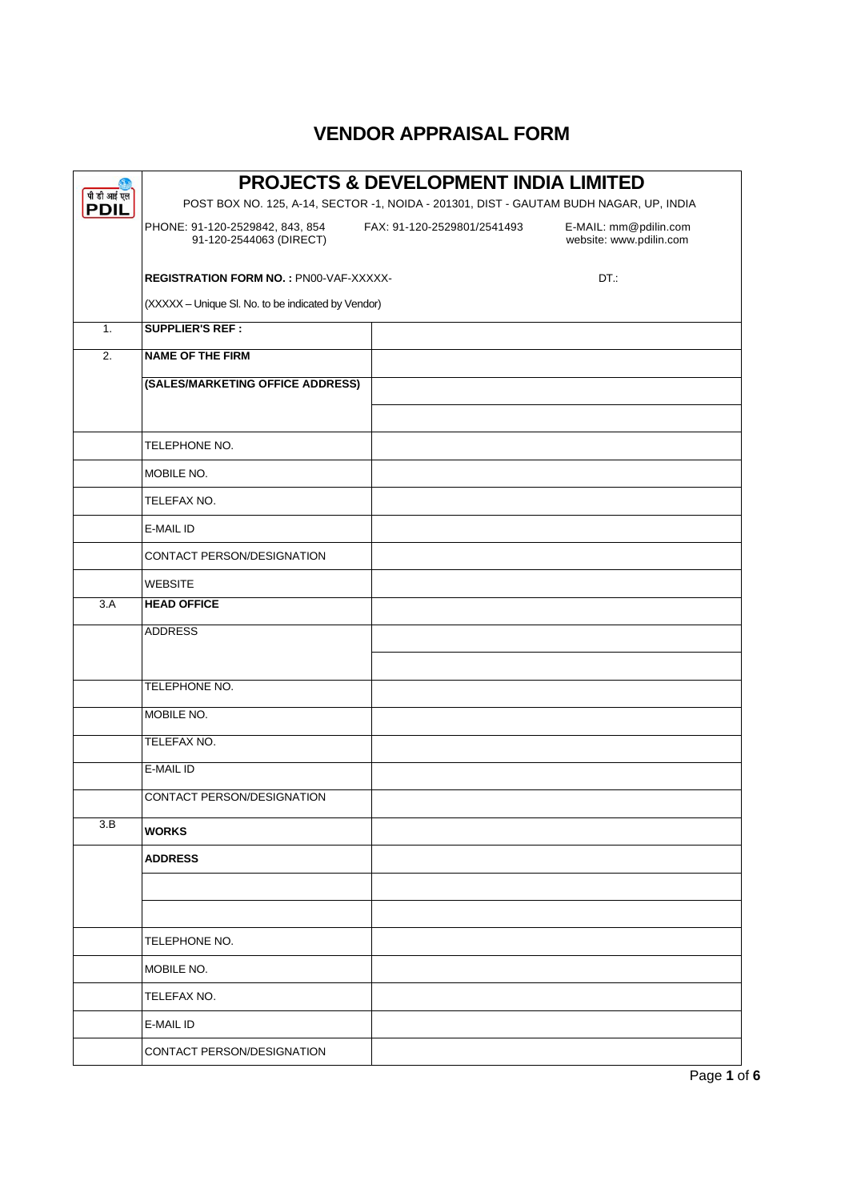# VENDOR APPRAISAL FORM

| पी डी आई एल PDIL | **PROJECTS & DEVELOPMENT INDIA LIMITED**<br>POST BOX NO. 125, A-14, SECTOR -1, NOIDA - 201301, DIST - GAUTAM BUDH NAGAR, UP, INDIA<br>PHONE: 91-120-2529842, 843, 854 91-120-2544063 (DIRECT) FAX: 91-120-2529801/2541493 E-MAIL: mm@pdilin.com website: www.pdilin.com<br>**REGISTRATION FORM NO. :** PN00-VAF-XXXXX- DT.:<br>(XXXXX – Unique Sl. No. to be indicated by Vendor) | |
|---|---|---|
| 1. | **SUPPLIER'S REF :** | |
| 2. | **NAME OF THE FIRM** | |
| | **(SALES/MARKETING OFFICE ADDRESS)** | |
| | | |
| | TELEPHONE NO. | |
| | MOBILE NO. | |
| | TELEFAX NO. | |
| | E-MAIL ID | |
| | CONTACT PERSON/DESIGNATION | |
| | WEBSITE | |
| 3.A | **HEAD OFFICE** | |
| | ADDRESS | |
| | | |
| | TELEPHONE NO. | |
| | MOBILE NO. | |
| | TELEFAX NO. | |
| | E-MAIL ID | |
| | CONTACT PERSON/DESIGNATION | |
| 3.B | **WORKS** | |
| | **ADDRESS** | |
| | | |
| | | |
| | TELEPHONE NO. | |
| | MOBILE NO. | |
| | TELEFAX NO. | |
| | E-MAIL ID | |
| | CONTACT PERSON/DESIGNATION | |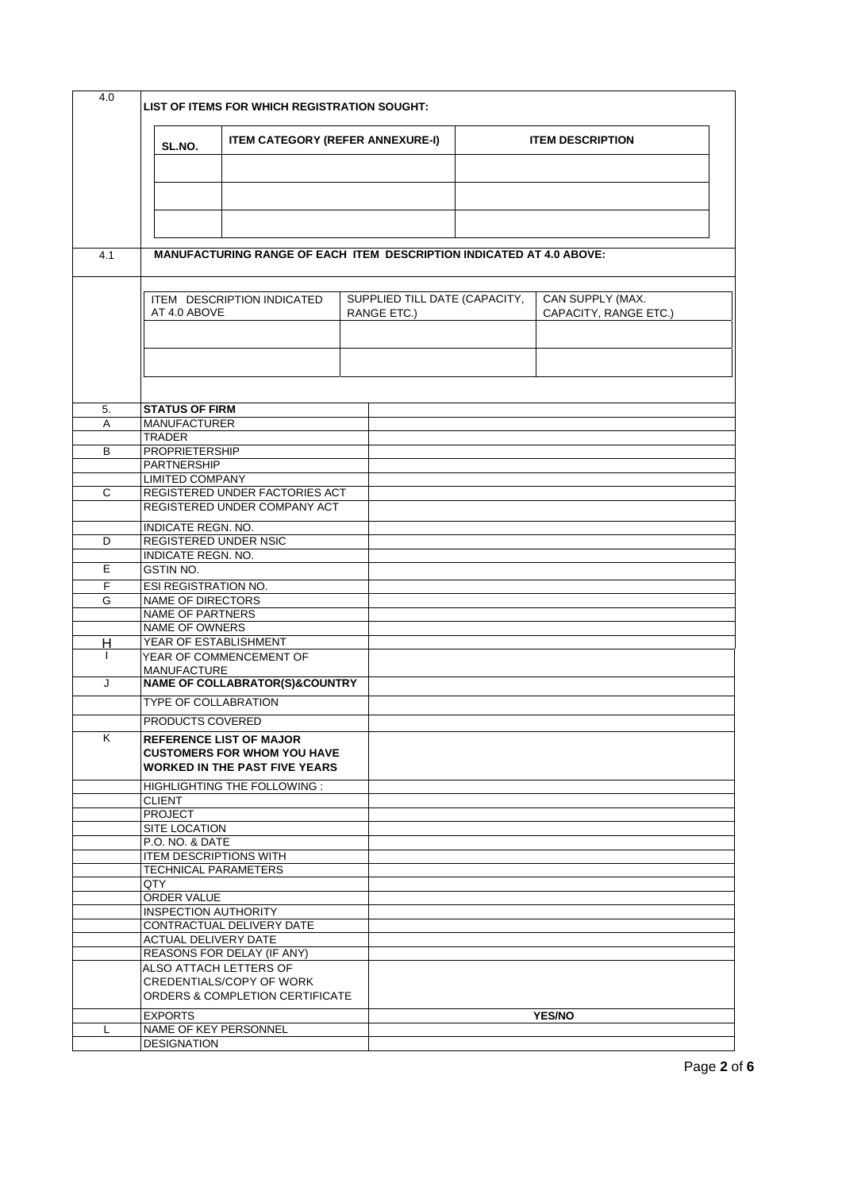| 4.0 | **LIST OF ITEMS FOR WHICH REGISTRATION SOUGHT:** |
|---|---|

| SL.NO. | ITEM CATEGORY (REFER ANNEXURE-I) | ITEM DESCRIPTION |
|---|---|---|
| | | |
| | | |
| | | |

| 4.1 | **MANUFACTURING RANGE OF EACH ITEM DESCRIPTION INDICATED AT 4.0 ABOVE:** |
|---|---|

| ITEM DESCRIPTION INDICATED AT 4.0 ABOVE | SUPPLIED TILL DATE (CAPACITY, RANGE ETC.) | CAN SUPPLY (MAX. CAPACITY, RANGE ETC.) |
|---|---|---|
| | | |
| | | |

| | | |
|---|---|---|
| 5. | **STATUS OF FIRM** | |
| A | MANUFACTURER | |
| | TRADER | |
| B | PROPRIETERSHIP | |
| | PARTNERSHIP | |
| | LIMITED COMPANY | |
| C | REGISTERED UNDER FACTORIES ACT | |
| | REGISTERED UNDER COMPANY ACT | |
| | INDICATE REGN. NO. | |
| D | REGISTERED UNDER NSIC | |
| | INDICATE REGN. NO. | |
| E | GSTIN NO. | |
| F | ESI REGISTRATION NO. | |
| G | NAME OF DIRECTORS | |
| | NAME OF PARTNERS | |
| | NAME OF OWNERS | |
| H | YEAR OF ESTABLISHMENT | |
| I | YEAR OF COMMENCEMENT OF MANUFACTURE | |
| J | **NAME OF COLLABORATOR(S)&COUNTRY** | |
| | TYPE OF COLLABRATION | |
| | PRODUCTS COVERED | |
| K | **REFERENCE LIST OF MAJOR CUSTOMERS FOR WHOM YOU HAVE WORKED IN THE PAST FIVE YEARS** | |
| | HIGHLIGHTING THE FOLLOWING : | |
| | CLIENT | |
| | PROJECT | |
| | SITE LOCATION | |
| | P.O. NO. & DATE | |
| | ITEM DESCRIPTIONS WITH TECHNICAL PARAMETERS | |
| | QTY | |
| | ORDER VALUE | |
| | INSPECTION AUTHORITY | |
| | CONTRACTUAL DELIVERY DATE | |
| | ACTUAL DELIVERY DATE | |
| | REASONS FOR DELAY (IF ANY) | |
| | ALSO ATTACH LETTERS OF CREDENTIALS/COPY OF WORK ORDERS & COMPLETION CERTIFICATE | |
| | EXPORTS | **YES/NO** |
| L | NAME OF KEY PERSONNEL | |
| | DESIGNATION | |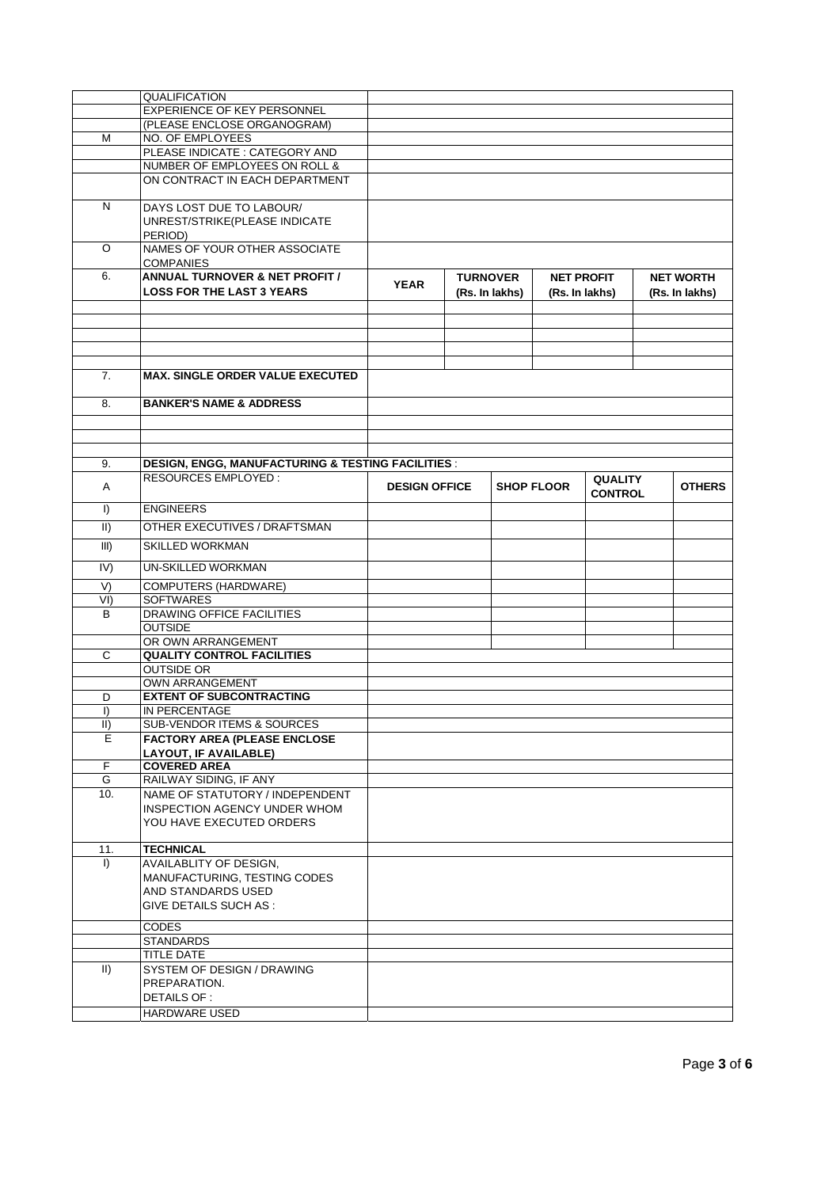| | | | | | |
|---|---|---|---|---|---|
| | QUALIFICATION | | | | |
| | EXPERIENCE OF KEY PERSONNEL | | | | |
| | (PLEASE ENCLOSE ORGANOGRAM) | | | | |
| M | NO. OF EMPLOYEES | | | | |
| | PLEASE INDICATE : CATEGORY AND | | | | |
| | NUMBER OF EMPLOYEES ON ROLL & | | | | |
| | ON CONTRACT IN EACH DEPARTMENT | | | | |
| N | DAYS LOST DUE TO LABOUR/ UNREST/STRIKE(PLEASE INDICATE PERIOD) | | | | |
| O | NAMES OF YOUR OTHER ASSOCIATE COMPANIES | | | | |
| 6. | **ANNUAL TURNOVER & NET PROFIT / LOSS FOR THE LAST 3 YEARS** | **YEAR** | **TURNOVER (Rs. In lakhs)** | **NET PROFIT (Rs. In lakhs)** | **NET WORTH (Rs. In lakhs)** |
| | | | | | |
| | | | | | |
| | | | | | |
| | | | | | |
| | | | | | |
| 7. | **MAX. SINGLE ORDER VALUE EXECUTED** | | | | |
| 8. | **BANKER'S NAME & ADDRESS** | | | | |
| | | | | | |
| | | | | | |
| | | | | | |

| | | | | | |
|---|---|---|---|---|---|
| 9. | **DESIGN, ENGG, MANUFACTURING & TESTING FACILITIES** : | | | | |
| A | RESOURCES EMPLOYED : | **DESIGN OFFICE** | **SHOP FLOOR** | **QUALITY CONTROL** | **OTHERS** |
| I) | ENGINEERS | | | | |
| II) | OTHER EXECUTIVES / DRAFTSMAN | | | | |
| III) | SKILLED WORKMAN | | | | |
| IV) | UN-SKILLED WORKMAN | | | | |
| V) | COMPUTERS (HARDWARE) | | | | |
| VI) | SOFTWARES | | | | |
| B | DRAWING OFFICE FACILITIES | | | | |
| | OUTSIDE | | | | |
| | OR OWN ARRANGEMENT | | | | |

| | | |
|---|---|---|
| C | **QUALITY CONTROL FACILITIES** | |
| | OUTSIDE OR | |
| | OWN ARRANGEMENT | |
| D | **EXTENT OF SUBCONTRACTING** | |
| I) | IN PERCENTAGE | |
| II) | SUB-VENDOR ITEMS & SOURCES | |
| E | **FACTORY AREA (PLEASE ENCLOSE LAYOUT, IF AVAILABLE)** | |
| F | **COVERED AREA** | |
| G | RAILWAY SIDING, IF ANY | |
| 10. | NAME OF STATUTORY / INDEPENDENT INSPECTION AGENCY UNDER WHOM YOU HAVE EXECUTED ORDERS | |
| 11. | **TECHNICAL** | |
| I) | AVAILABLITY OF DESIGN, MANUFACTURING, TESTING CODES AND STANDARDS USED GIVE DETAILS SUCH AS : | |
| | CODES | |
| | STANDARDS | |
| | TITLE DATE | |
| II) | SYSTEM OF DESIGN / DRAWING PREPARATION. DETAILS OF : | |
| | HARDWARE USED | |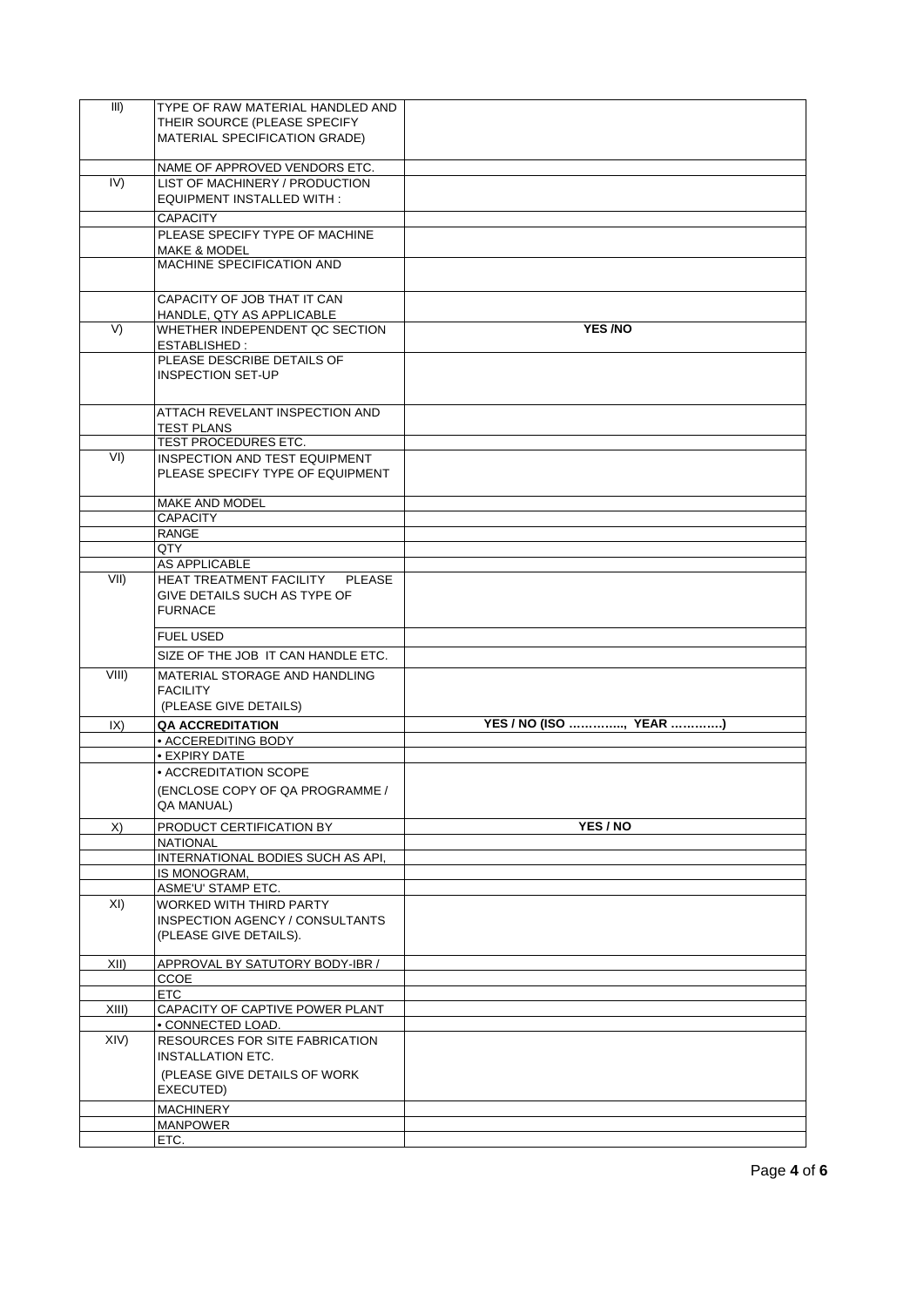| | | |
|---|---|---|
| III) | TYPE OF RAW MATERIAL HANDLED AND THEIR SOURCE (PLEASE SPECIFY MATERIAL SPECIFICATION GRADE) | |
| | NAME OF APPROVED VENDORS ETC. | |
| IV) | LIST OF MACHINERY / PRODUCTION EQUIPMENT INSTALLED WITH : | |
| | CAPACITY | |
| | PLEASE SPECIFY TYPE OF MACHINE MAKE & MODEL | |
| | MACHINE SPECIFICATION AND | |
| | CAPACITY OF JOB THAT IT CAN HANDLE, QTY AS APPLICABLE | |
| V) | WHETHER INDEPENDENT QC SECTION ESTABLISHED : | **YES /NO** |
| | PLEASE DESCRIBE DETAILS OF INSPECTION SET-UP | |
| | ATTACH REVELANT INSPECTION AND TEST PLANS | |
| | TEST PROCEDURES ETC. | |
| VI) | INSPECTION AND TEST EQUIPMENT PLEASE SPECIFY TYPE OF EQUIPMENT | |
| | MAKE AND MODEL | |
| | CAPACITY | |
| | RANGE | |
| | QTY | |
| | AS APPLICABLE | |
| VII) | HEAT TREATMENT FACILITY PLEASE GIVE DETAILS SUCH AS TYPE OF FURNACE | |
| | FUEL USED | |
| | SIZE OF THE JOB IT CAN HANDLE ETC. | |
| VIII) | MATERIAL STORAGE AND HANDLING FACILITY (PLEASE GIVE DETAILS) | |
| IX) | **QA ACCREDITATION** | **YES / NO (ISO …………., YEAR …………)** |
| | • ACCEREDITING BODY | |
| | • EXPIRY DATE | |
| | • ACCREDITATION SCOPE (ENCLOSE COPY OF QA PROGRAMME / QA MANUAL) | |
| X) | PRODUCT CERTIFICATION BY | **YES / NO** |
| | NATIONAL | |
| | INTERNATIONAL BODIES SUCH AS API, | |
| | IS MONOGRAM, | |
| | ASME'U' STAMP ETC. | |
| XI) | WORKED WITH THIRD PARTY INSPECTION AGENCY / CONSULTANTS (PLEASE GIVE DETAILS). | |
| XII) | APPROVAL BY SATUTORY BODY-IBR / | |
| | CCOE | |
| | ETC | |
| XIII) | CAPACITY OF CAPTIVE POWER PLANT | |
| | • CONNECTED LOAD. | |
| XIV) | RESOURCES FOR SITE FABRICATION INSTALLATION ETC. (PLEASE GIVE DETAILS OF WORK EXECUTED) | |
| | MACHINERY | |
| | MANPOWER | |
| | ETC. | |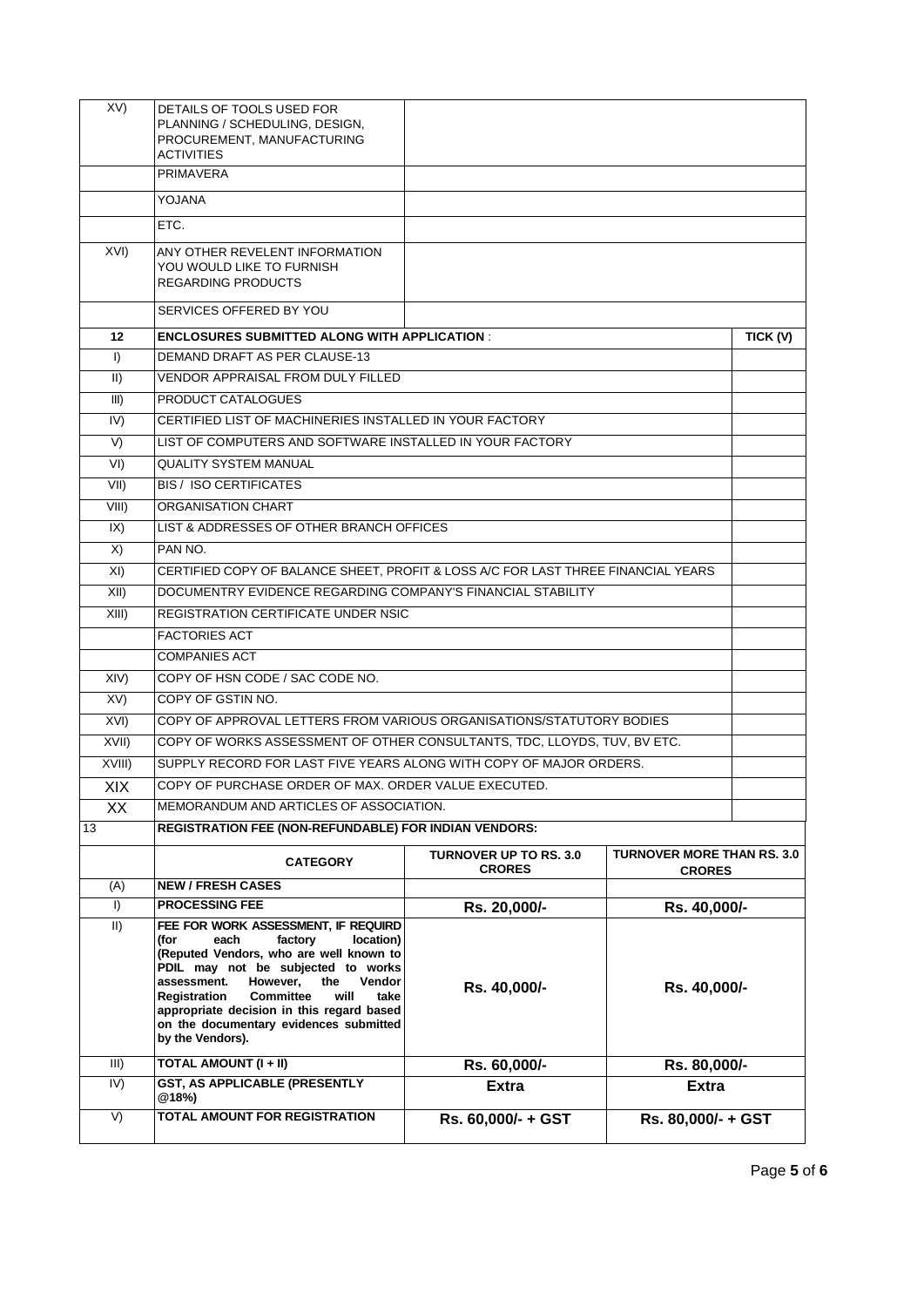| | | | |
|---|---|---|---|
| XV) | DETAILS OF TOOLS USED FOR PLANNING / SCHEDULING, DESIGN, PROCUREMENT, MANUFACTURING ACTIVITIES | | |
| | PRIMAVERA | | |
| | YOJANA | | |
| | ETC. | | |
| XVI) | ANY OTHER REVELENT INFORMATION YOU WOULD LIKE TO FURNISH REGARDING PRODUCTS | | |
| | SERVICES OFFERED BY YOU | | |

| | | |
|---|---|---|
| **12** | **ENCLOSURES SUBMITTED ALONG WITH APPLICATION** : | **TICK (V)** |
| I) | DEMAND DRAFT AS PER CLAUSE-13 | |
| II) | VENDOR APPRAISAL FROM DULY FILLED | |
| III) | PRODUCT CATALOGUES | |
| IV) | CERTIFIED LIST OF MACHINERIES INSTALLED IN YOUR FACTORY | |
| V) | LIST OF COMPUTERS AND SOFTWARE INSTALLED IN YOUR FACTORY | |
| VI) | QUALITY SYSTEM MANUAL | |
| VII) | BIS / ISO CERTIFICATES | |
| VIII) | ORGANISATION CHART | |
| IX) | LIST & ADDRESSES OF OTHER BRANCH OFFICES | |
| X) | PAN NO. | |
| XI) | CERTIFIED COPY OF BALANCE SHEET, PROFIT & LOSS A/C FOR LAST THREE FINANCIAL YEARS | |
| XII) | DOCUMENTRY EVIDENCE REGARDING COMPANY'S FINANCIAL STABILITY | |
| XIII) | REGISTRATION CERTIFICATE UNDER NSIC | |
| | FACTORIES ACT | |
| | COMPANIES ACT | |
| XIV) | COPY OF HSN CODE / SAC CODE NO. | |
| XV) | COPY OF GSTIN NO. | |
| XVI) | COPY OF APPROVAL LETTERS FROM VARIOUS ORGANISATIONS/STATUTORY BODIES | |
| XVII) | COPY OF WORKS ASSESSMENT OF OTHER CONSULTANTS, TDC, LLOYDS, TUV, BV ETC. | |
| XVIII) | SUPPLY RECORD FOR LAST FIVE YEARS ALONG WITH COPY OF MAJOR ORDERS. | |
| XIX | COPY OF PURCHASE ORDER OF MAX. ORDER VALUE EXECUTED. | |
| XX | MEMORANDUM AND ARTICLES OF ASSOCIATION. | |

| | | | |
|---|---|---|---|
| 13 | **REGISTRATION FEE (NON-REFUNDABLE) FOR INDIAN VENDORS:** | | |
| | **CATEGORY** | **TURNOVER UP TO RS. 3.0 CRORES** | **TURNOVER MORE THAN RS. 3.0 CRORES** |
| (A) | **NEW / FRESH CASES** | | |
| I) | **PROCESSING FEE** | **Rs. 20,000/-** | **Rs. 40,000/-** |
| II) | **FEE FOR WORK ASSESSMENT, IF REQUIRD (for each factory location) (Reputed Vendors, who are well known to PDIL may not be subjected to works assessment. However, the Vendor Registration Committee will take appropriate decision in this regard based on the documentary evidences submitted by the Vendors).** | **Rs. 40,000/-** | **Rs. 40,000/-** |
| III) | **TOTAL AMOUNT (I + II)** | **Rs. 60,000/-** | **Rs. 80,000/-** |
| IV) | **GST, AS APPLICABLE (PRESENTLY @18%)** | **Extra** | **Extra** |
| V) | **TOTAL AMOUNT FOR REGISTRATION** | **Rs. 60,000/- + GST** | **Rs. 80,000/- + GST** |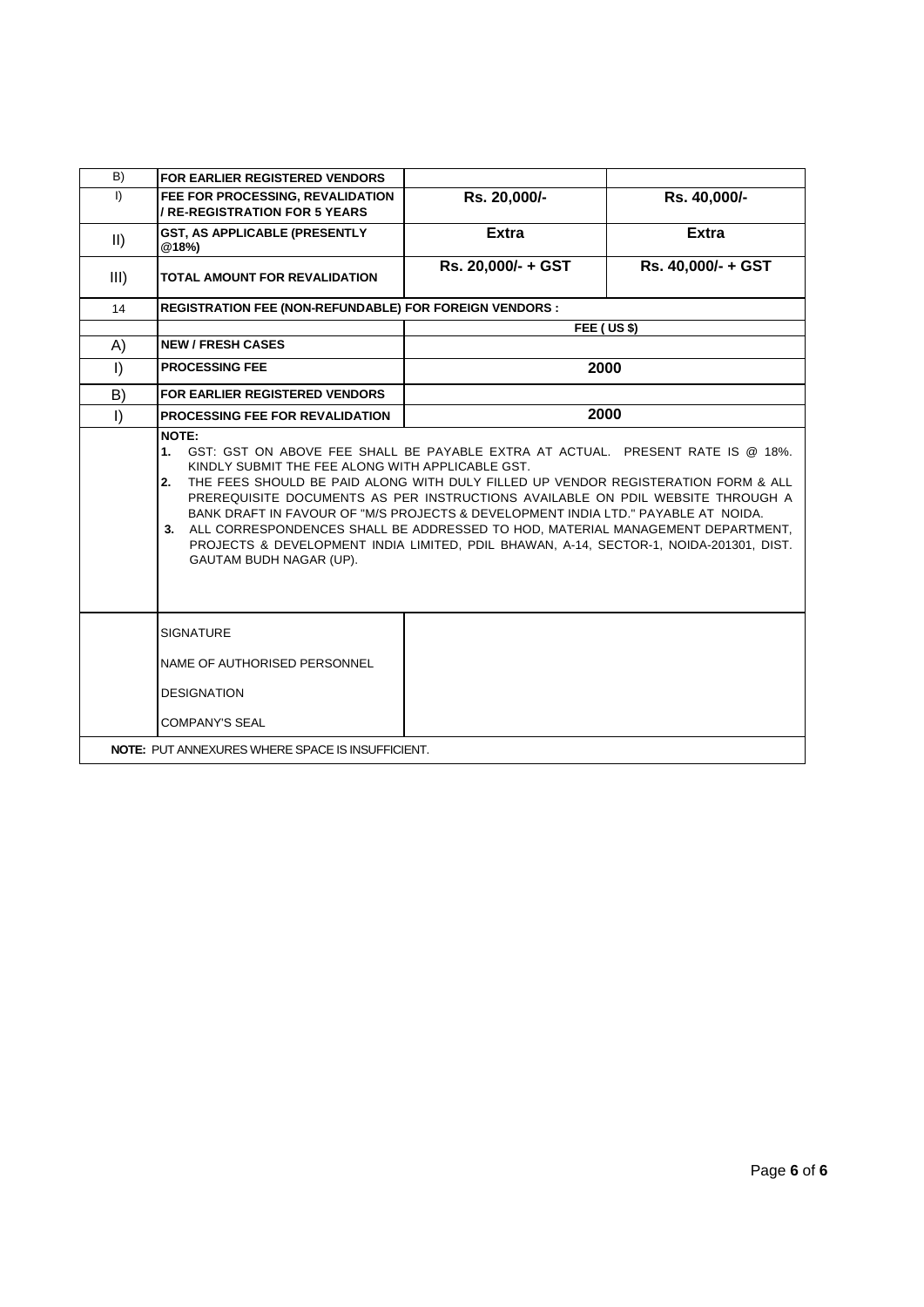| | | | |
|---|---|---|---|
| B) | **FOR EARLIER REGISTERED VENDORS** | | |
| I) | **FEE FOR PROCESSING, REVALIDATION / RE-REGISTRATION FOR 5 YEARS** | **Rs. 20,000/-** | **Rs. 40,000/-** |
| II) | **GST, AS APPLICABLE (PRESENTLY @18%)** | **Extra** | **Extra** |
| III) | **TOTAL AMOUNT FOR REVALIDATION** | **Rs. 20,000/- + GST** | **Rs. 40,000/- + GST** |
| 14 | **REGISTRATION FEE (NON-REFUNDABLE) FOR FOREIGN VENDORS :** | | |
| | | **FEE ( US $)** | |
| A) | **NEW / FRESH CASES** | | |
| I) | **PROCESSING FEE** | **2000** | |
| B) | **FOR EARLIER REGISTERED VENDORS** | | |
| I) | **PROCESSING FEE FOR REVALIDATION** | **2000** | |

**NOTE:**

1. GST: GST ON ABOVE FEE SHALL BE PAYABLE EXTRA AT ACTUAL. PRESENT RATE IS @ 18%. KINDLY SUBMIT THE FEE ALONG WITH APPLICABLE GST.
2. THE FEES SHOULD BE PAID ALONG WITH DULY FILLED UP VENDOR REGISTERATION FORM & ALL PREREQUISITE DOCUMENTS AS PER INSTRUCTIONS AVAILABLE ON PDIL WEBSITE THROUGH A BANK DRAFT IN FAVOUR OF "M/S PROJECTS & DEVELOPMENT INDIA LTD." PAYABLE AT NOIDA.
3. ALL CORRESPONDENCES SHALL BE ADDRESSED TO HOD, MATERIAL MANAGEMENT DEPARTMENT, PROJECTS & DEVELOPMENT INDIA LIMITED, PDIL BHAWAN, A-14, SECTOR-1, NOIDA-201301, DIST. GAUTAM BUDH NAGAR (UP).

| | |
|---|---|
| SIGNATURE | |
| NAME OF AUTHORISED PERSONNEL | |
| DESIGNATION | |
| COMPANY'S SEAL | |

**NOTE:** PUT ANNEXURES WHERE SPACE IS INSUFFICIENT.